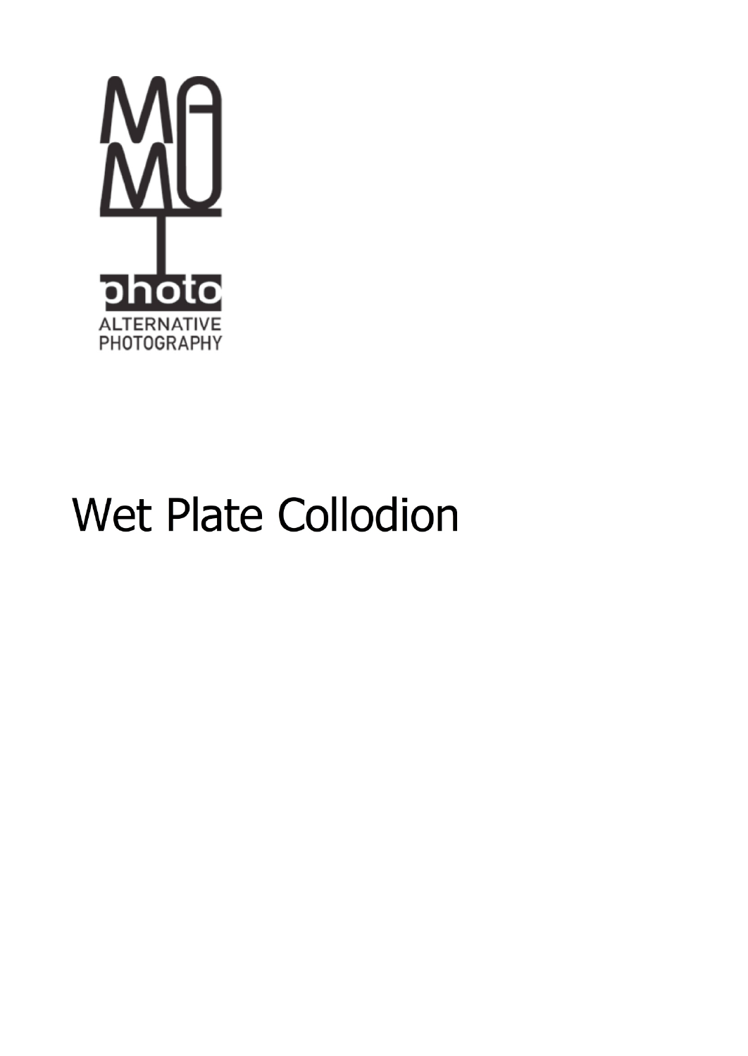MAMU photo

ALTERNATIVE PHOTOGRAPHY

# Wet Plate Collodion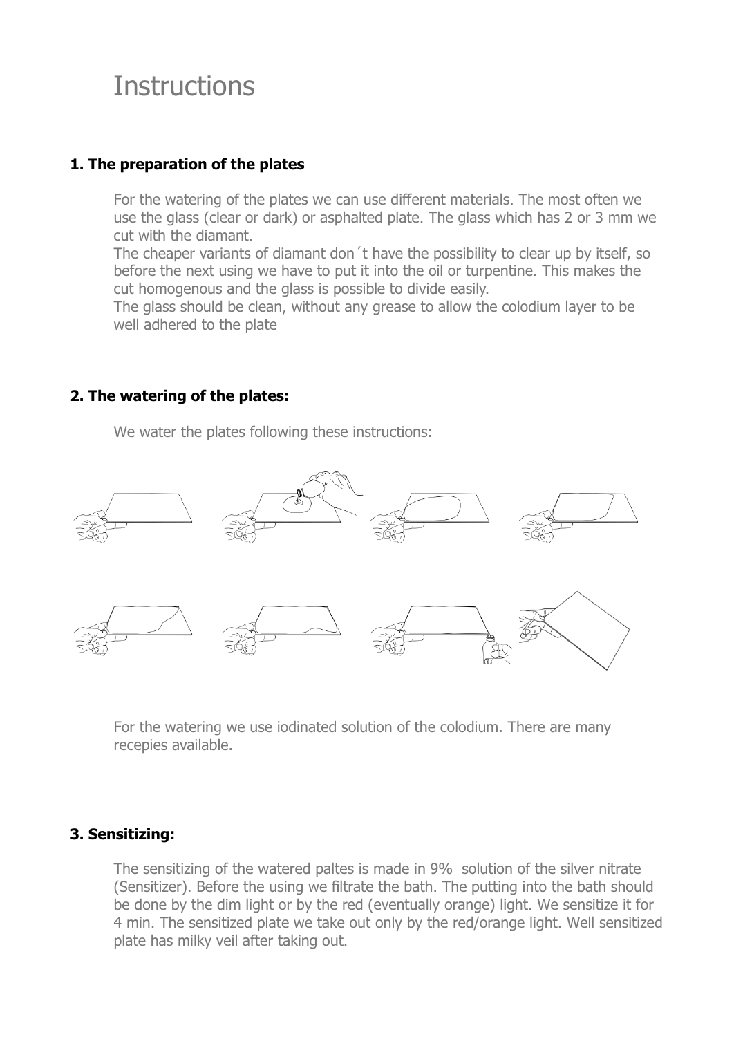# Instructions

### 1. The preparation of the plates

For the watering of the plates we can use different materials. The most often we use the glass (clear or dark) or asphalted plate. The glass which has 2 or 3 mm we cut with the diamant.
The cheaper variants of diamant don´t have the possibility to clear up by itself, so before the next using we have to put it into the oil or turpentine. This makes the cut homogenous and the glass is possible to divide easily.
The glass should be clean, without any grease to allow the colodium layer to be well adhered to the plate

### 2. The watering of the plates:

We water the plates following these instructions:

For the watering we use iodinated solution of the colodium. There are many recepies available.

### 3. Sensitizing:

The sensitizing of the watered paltes is made in 9% solution of the silver nitrate (Sensitizer). Before the using we filtrate the bath. The putting into the bath should be done by the dim light or by the red (eventually orange) light. We sensitize it for 4 min. The sensitized plate we take out only by the red/orange light. Well sensitized plate has milky veil after taking out.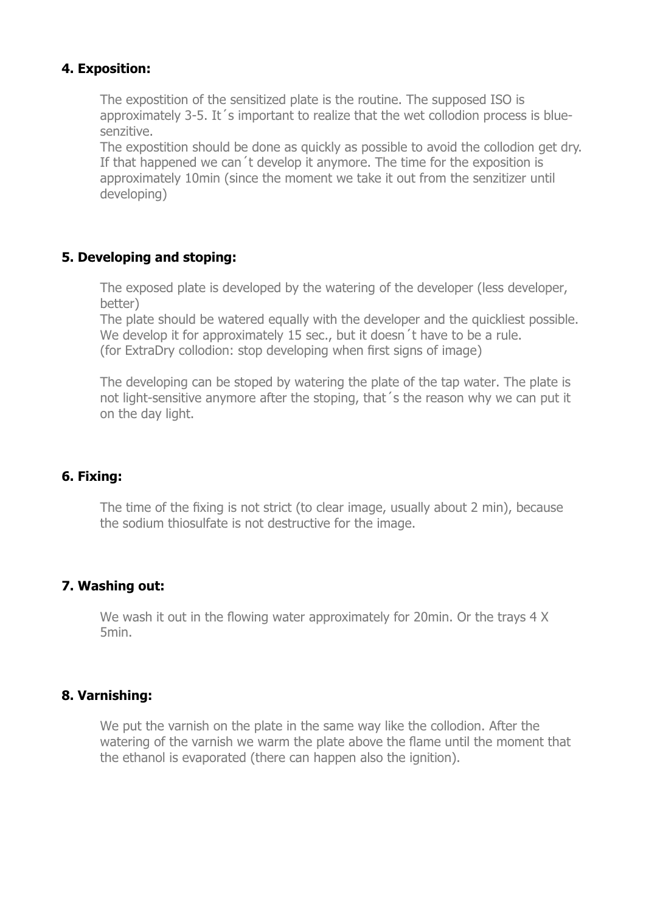### 4. Exposition:

The expostition of the sensitized plate is the routine. The supposed ISO is approximately 3-5. It´s important to realize that the wet collodion process is blue-senzitive.
The expostition should be done as quickly as possible to avoid the collodion get dry. If that happened we can´t develop it anymore. The time for the exposition is approximately 10min (since the moment we take it out from the senzitizer until developing)

### 5. Developing and stoping:

The exposed plate is developed by the watering of the developer (less developer, better)
The plate should be watered equally with the developer and the quickliest possible. We develop it for approximately 15 sec., but it doesn´t have to be a rule.
(for ExtraDry collodion: stop developing when first signs of image)

The developing can be stoped by watering the plate of the tap water. The plate is not light-sensitive anymore after the stoping, that´s the reason why we can put it on the day light.

### 6. Fixing:

The time of the fixing is not strict (to clear image, usually about 2 min), because the sodium thiosulfate is not destructive for the image.

### 7. Washing out:

We wash it out in the flowing water approximately for 20min. Or the trays 4 X 5min.

### 8. Varnishing:

We put the varnish on the plate in the same way like the collodion. After the watering of the varnish we warm the plate above the flame until the moment that the ethanol is evaporated (there can happen also the ignition).